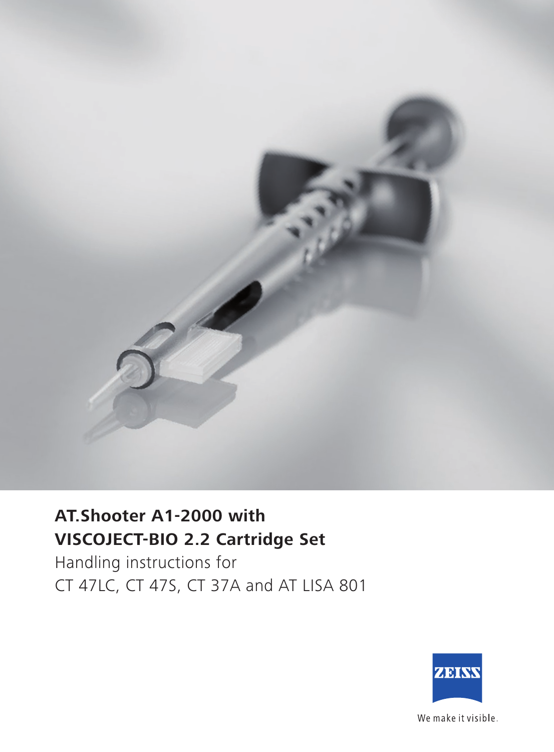# AT.Shooter A1-2000 with VISCOJECT-BIO 2.2 Cartridge Set

Handling instructions for
CT 47LC, CT 47S, CT 37A and AT LISA 801

ZEISS

We make it visible.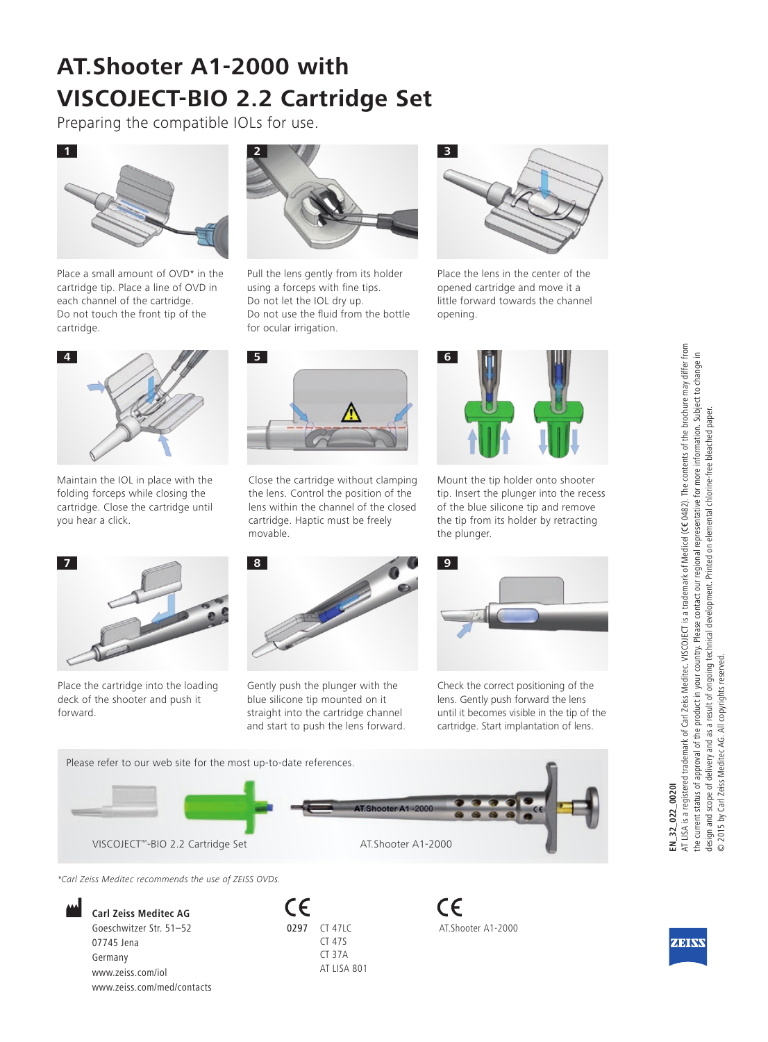# AT.Shooter A1-2000 with VISCOJECT-BIO 2.2 Cartridge Set

Preparing the compatible IOLs for use.

**1**

Place a small amount of OVD* in the cartridge tip. Place a line of OVD in each channel of the cartridge. Do not touch the front tip of the cartridge.

**2**

Pull the lens gently from its holder using a forceps with fine tips. Do not let the IOL dry up. Do not use the fluid from the bottle for ocular irrigation.

**3**

Place the lens in the center of the opened cartridge and move it a little forward towards the channel opening.

**4**

Maintain the IOL in place with the folding forceps while closing the cartridge. Close the cartridge until you hear a click.

**5**

Close the cartridge without clamping the lens. Control the position of the lens within the channel of the closed cartridge. Haptic must be freely movable.

**6**

Mount the tip holder onto shooter tip. Insert the plunger into the recess of the blue silicone tip and remove the tip from its holder by retracting the plunger.

**7**

Place the cartridge into the loading deck of the shooter and push it forward.

**8**

Gently push the plunger with the blue silicone tip mounted on it straight into the cartridge channel and start to push the lens forward.

**9**

Check the correct positioning of the lens. Gently push forward the lens until it becomes visible in the tip of the cartridge. Start implantation of lens.

Please refer to our web site for the most up-to-date references.

VISCOJECT™-BIO 2.2 Cartridge Set

AT.Shooter A1-2000

*Carl Zeiss Meditec recommends the use of ZEISS OVDs.

**Carl Zeiss Meditec AG**
Goeschwitzer Str. 51–52
07745 Jena
Germany
www.zeiss.com/iol
www.zeiss.com/med/contacts

CE 0297
CT 47LC
CT 47S
CT 37A
AT LISA 801

CE
AT.Shooter A1-2000

EN_32_022_0020I
AT LISA is a registered trademark of Carl Zeiss Meditec. VISCOJECT is a trademark of Medicel (CE 0482). The contents of the brochure may differ from the current status of approval of the product in your country. Please contact our regional representative for more information. Subject to change in design and scope of delivery and as a result of ongoing technical development. Printed on elemental chlorine-free bleached paper.
© 2015 by Carl Zeiss Meditec AG. All copyrights reserved.

ZEISS